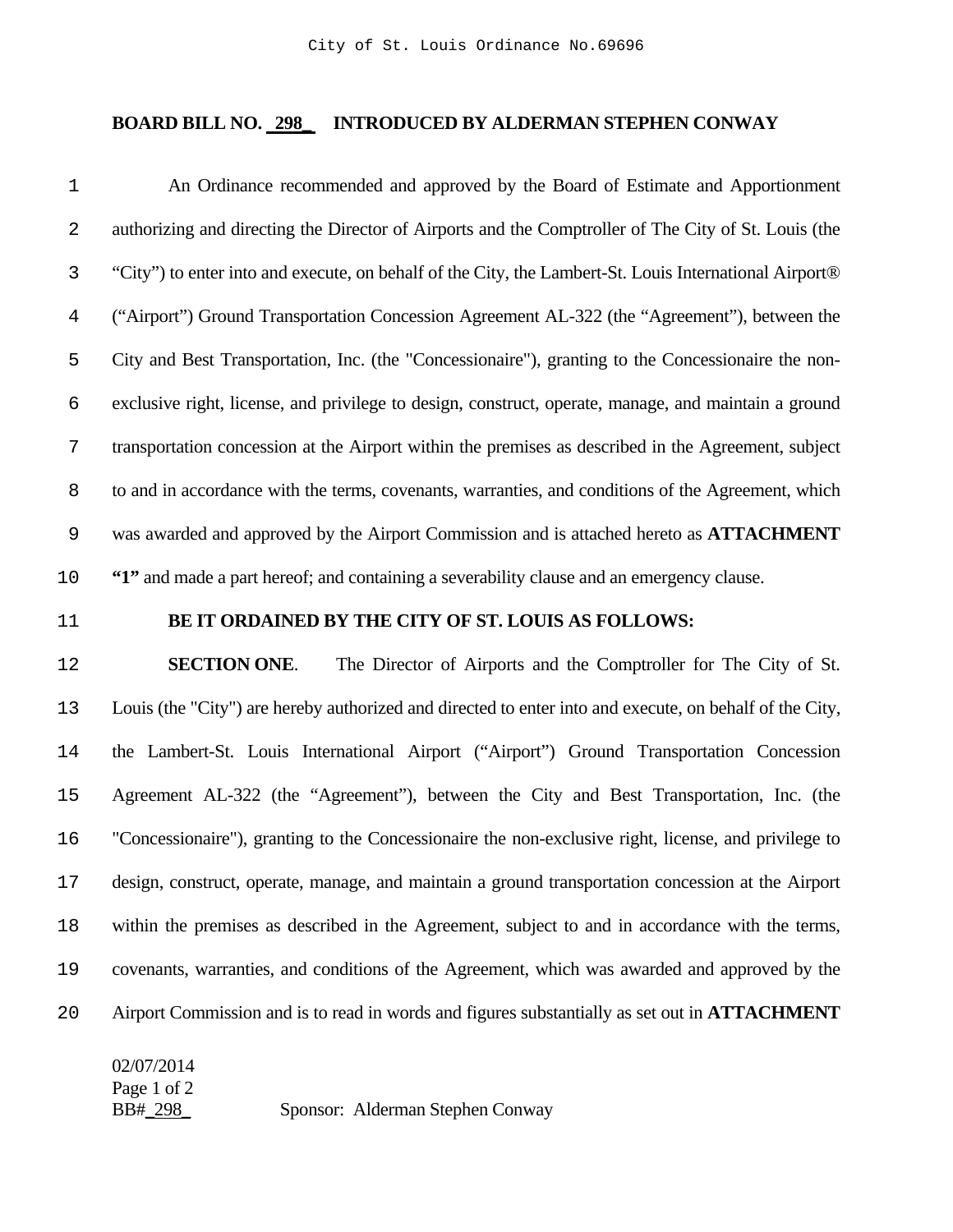**BOARD BILL NO. 298 INTRODUCED BY ALDERMAN STEPHEN CONWAY**

An Ordinance recommended and approved by the Board of Estimate and Apportionment authorizing and directing the Director of Airports and the Comptroller of The City of St. Louis (the "City") to enter into and execute, on behalf of the City, the Lambert-St. Louis International Airport® ("Airport") Ground Transportation Concession Agreement AL-322 (the "Agreement"), between the City and Best Transportation, Inc. (the "Concessionaire"), granting to the Concessionaire the non-exclusive right, license, and privilege to design, construct, operate, manage, and maintain a ground transportation concession at the Airport within the premises as described in the Agreement, subject to and in accordance with the terms, covenants, warranties, and conditions of the Agreement, which was awarded and approved by the Airport Commission and is attached hereto as **ATTACHMENT "1"** and made a part hereof; and containing a severability clause and an emergency clause.

**BE IT ORDAINED BY THE CITY OF ST. LOUIS AS FOLLOWS:**

**SECTION ONE**. The Director of Airports and the Comptroller for The City of St. Louis (the "City") are hereby authorized and directed to enter into and execute, on behalf of the City, the Lambert-St. Louis International Airport ("Airport") Ground Transportation Concession Agreement AL-322 (the "Agreement"), between the City and Best Transportation, Inc. (the "Concessionaire"), granting to the Concessionaire the non-exclusive right, license, and privilege to design, construct, operate, manage, and maintain a ground transportation concession at the Airport within the premises as described in the Agreement, subject to and in accordance with the terms, covenants, warranties, and conditions of the Agreement, which was awarded and approved by the Airport Commission and is to read in words and figures substantially as set out in **ATTACHMENT**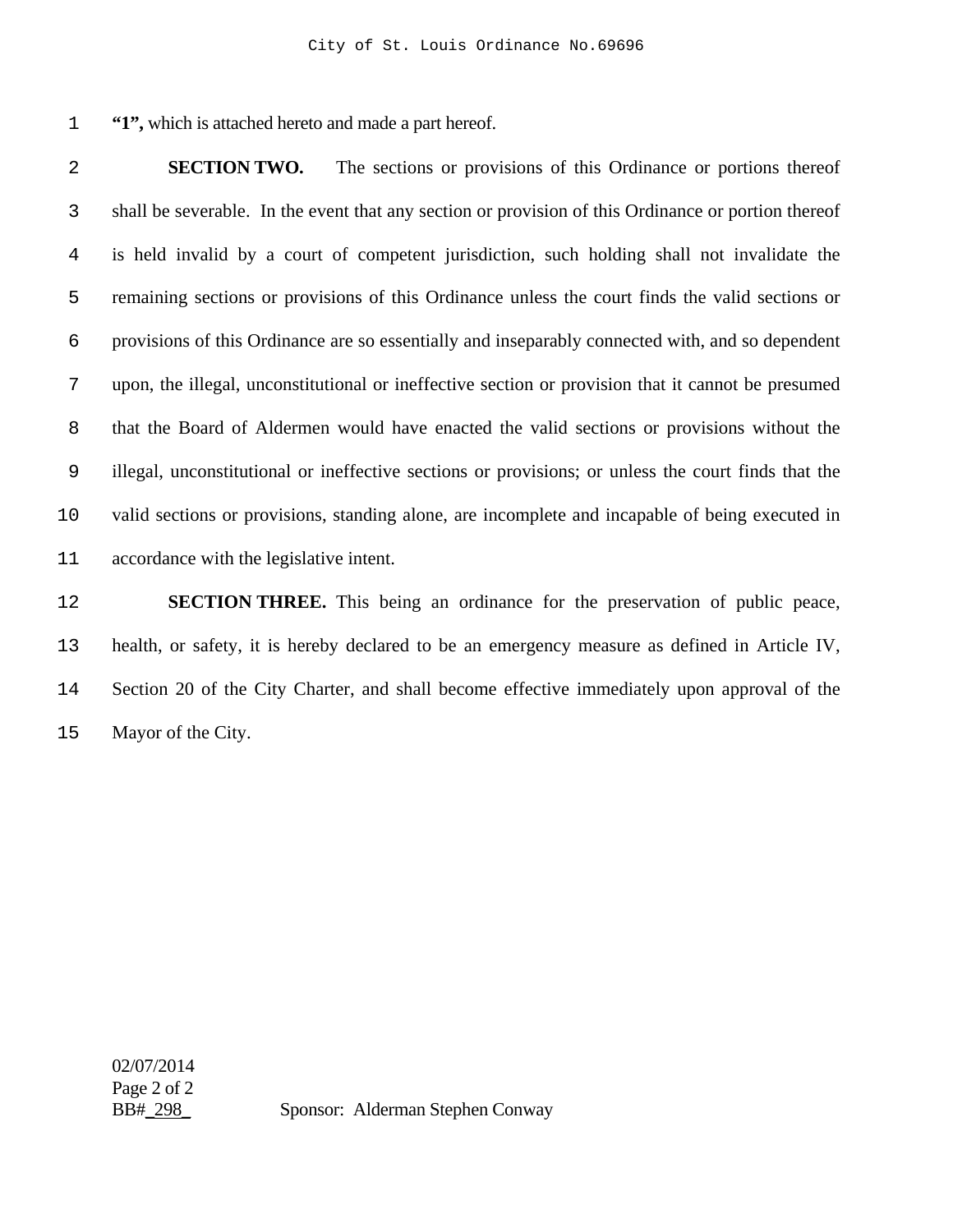**"1",** which is attached hereto and made a part hereof.

**SECTION TWO.** The sections or provisions of this Ordinance or portions thereof shall be severable. In the event that any section or provision of this Ordinance or portion thereof is held invalid by a court of competent jurisdiction, such holding shall not invalidate the remaining sections or provisions of this Ordinance unless the court finds the valid sections or provisions of this Ordinance are so essentially and inseparably connected with, and so dependent upon, the illegal, unconstitutional or ineffective section or provision that it cannot be presumed that the Board of Aldermen would have enacted the valid sections or provisions without the illegal, unconstitutional or ineffective sections or provisions; or unless the court finds that the valid sections or provisions, standing alone, are incomplete and incapable of being executed in accordance with the legislative intent.

**SECTION THREE.** This being an ordinance for the preservation of public peace, health, or safety, it is hereby declared to be an emergency measure as defined in Article IV, Section 20 of the City Charter, and shall become effective immediately upon approval of the Mayor of the City.

02/07/2014

BB#_298_ Sponsor: Alderman Stephen Conway